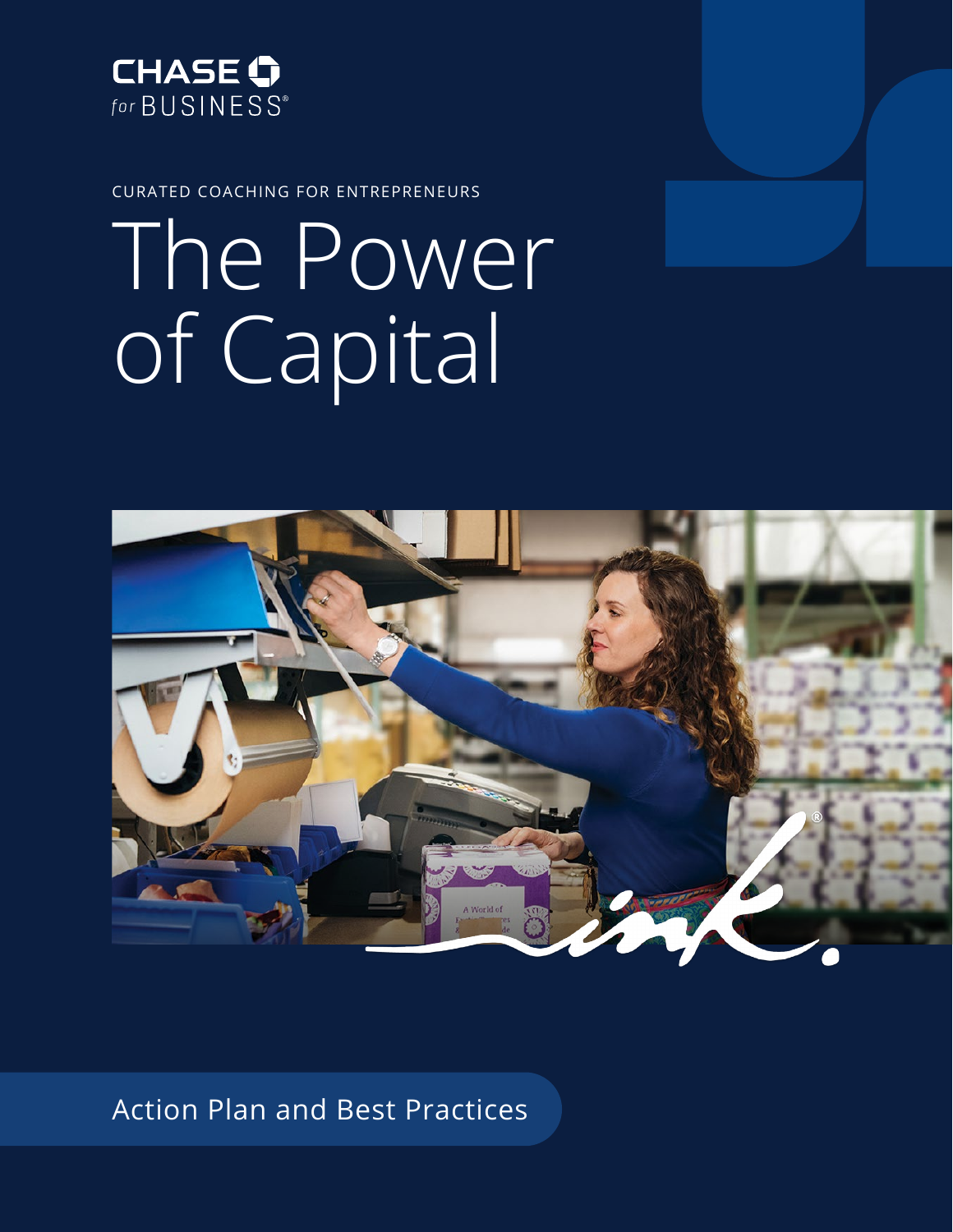CHASE for BUSINESS®

CURATED COACHING FOR ENTREPRENEURS

# The Power of Capital

Action Plan and Best Practices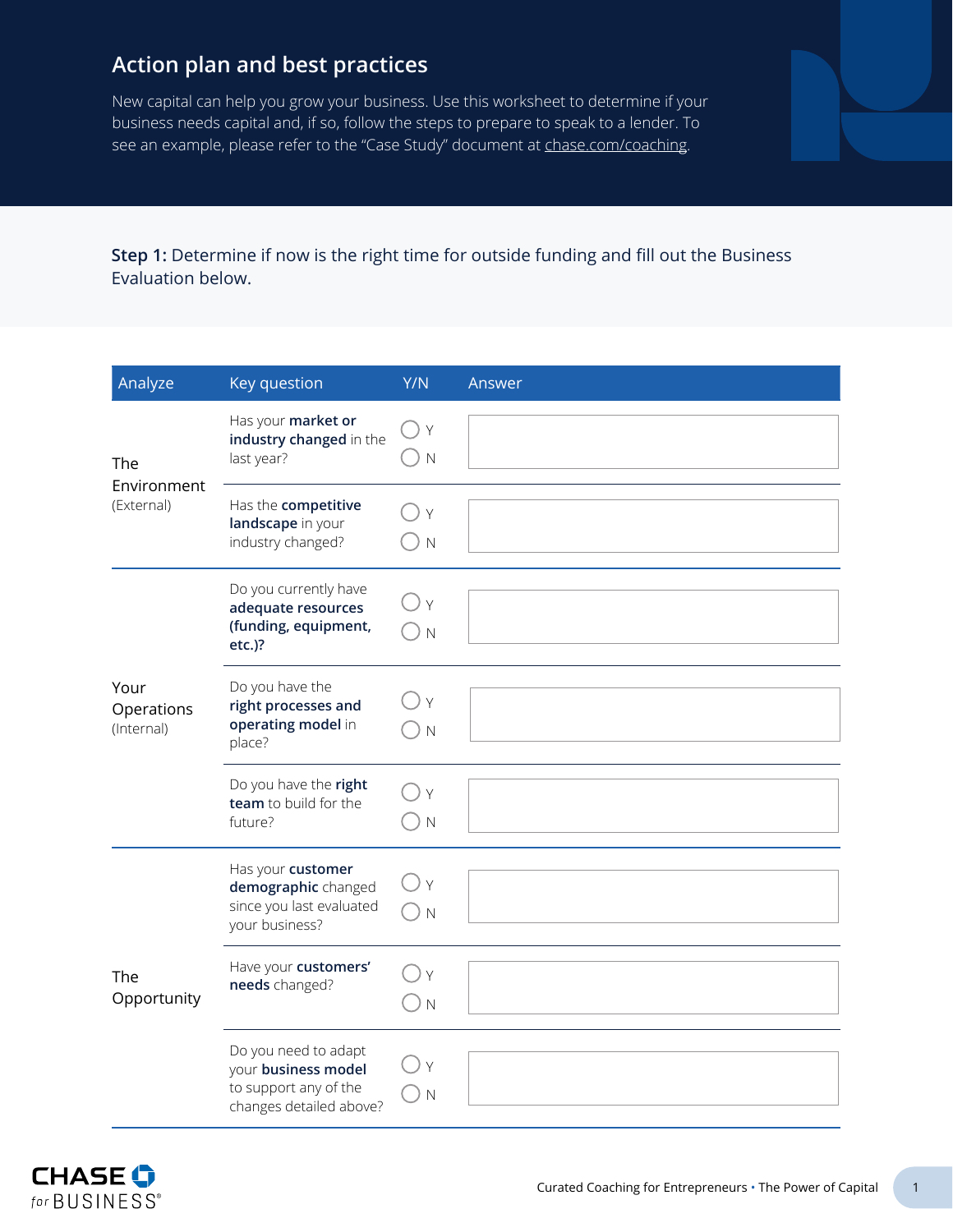# Action plan and best practices

New capital can help you grow your business. Use this worksheet to determine if your business needs capital and, if so, follow the steps to prepare to speak to a lender. To see an example, please refer to the "Case Study" document at chase.com/coaching.

**Step 1:** Determine if now is the right time for outside funding and fill out the Business Evaluation below.

| Analyze | Key question | Y/N | Answer |
|---|---|---|---|
| The Environment (External) | Has your **market or industry changed** in the last year? | ○ Y ○ N | |
| | Has the **competitive landscape** in your industry changed? | ○ Y ○ N | |
| Your Operations (Internal) | Do you currently have **adequate resources (funding, equipment, etc.)?** | ○ Y ○ N | |
| | Do you have the **right processes and operating model** in place? | ○ Y ○ N | |
| | Do you have the **right team** to build for the future? | ○ Y ○ N | |
| The Opportunity | Has your **customer demographic** changed since you last evaluated your business? | ○ Y ○ N | |
| | Have your **customers' needs** changed? | ○ Y ○ N | |
| | Do you need to adapt your **business model** to support any of the changes detailed above? | ○ Y ○ N | |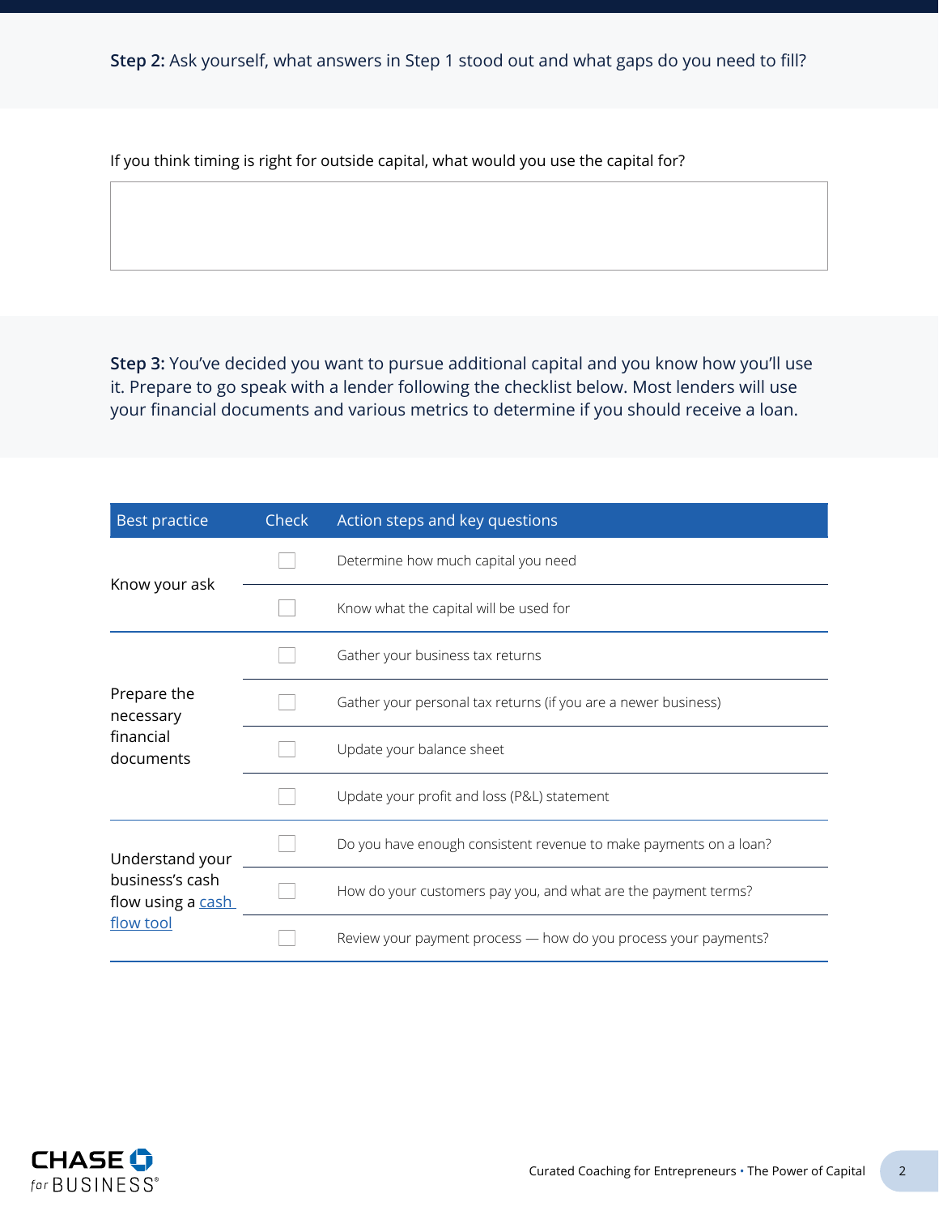**Step 2:** Ask yourself, what answers in Step 1 stood out and what gaps do you need to fill?

If you think timing is right for outside capital, what would you use the capital for?

**Step 3:** You've decided you want to pursue additional capital and you know how you'll use it. Prepare to go speak with a lender following the checklist below. Most lenders will use your financial documents and various metrics to determine if you should receive a loan.

| Best practice | Check | Action steps and key questions |
|---|---|---|
| Know your ask | ☐ | Determine how much capital you need |
| | ☐ | Know what the capital will be used for |
| Prepare the necessary financial documents | ☐ | Gather your business tax returns |
| | ☐ | Gather your personal tax returns (if you are a newer business) |
| | ☐ | Update your balance sheet |
| | ☐ | Update your profit and loss (P&L) statement |
| Understand your business's cash flow using a [cash flow tool]() | ☐ | Do you have enough consistent revenue to make payments on a loan? |
| | ☐ | How do your customers pay you, and what are the payment terms? |
| | ☐ | Review your payment process — how do you process your payments? |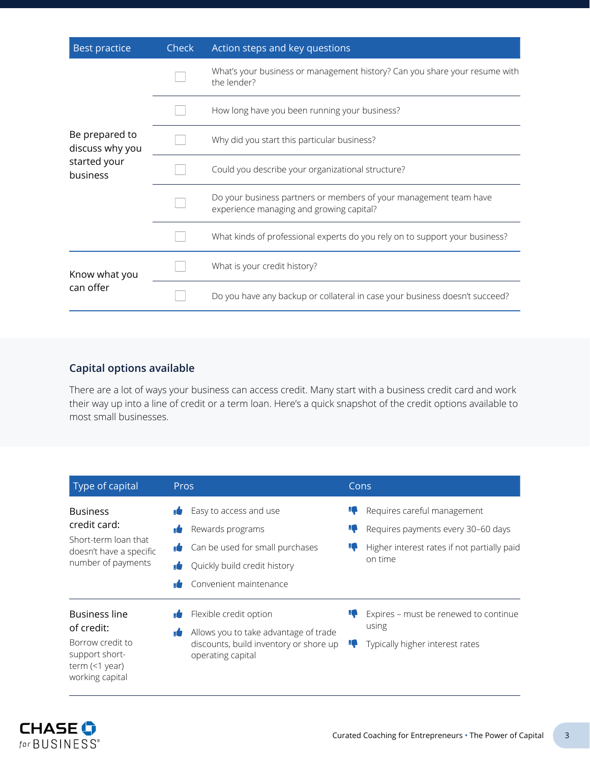| Best practice | Check | Action steps and key questions |
|---|---|---|
| Be prepared to discuss why you started your business | ☐ | What's your business or management history? Can you share your resume with the lender? |
| | ☐ | How long have you been running your business? |
| | ☐ | Why did you start this particular business? |
| | ☐ | Could you describe your organizational structure? |
| | ☐ | Do your business partners or members of your management team have experience managing and growing capital? |
| | ☐ | What kinds of professional experts do you rely on to support your business? |
| Know what you can offer | ☐ | What is your credit history? |
| | ☐ | Do you have any backup or collateral in case your business doesn't succeed? |

## Capital options available

There are a lot of ways your business can access credit. Many start with a business credit card and work their way up into a line of credit or a term loan. Here's a quick snapshot of the credit options available to most small businesses.

| Type of capital | Pros | Cons |
|---|---|---|
| **Business credit card:** Short-term loan that doesn't have a specific number of payments | Easy to access and use<br>Rewards programs<br>Can be used for small purchases<br>Quickly build credit history<br>Convenient maintenance | Requires careful management<br>Requires payments every 30–60 days<br>Higher interest rates if not partially paid on time |
| **Business line of credit:** Borrow credit to support short-term (<1 year) working capital | Flexible credit option<br>Allows you to take advantage of trade discounts, build inventory or shore up operating capital | Expires – must be renewed to continue using<br>Typically higher interest rates |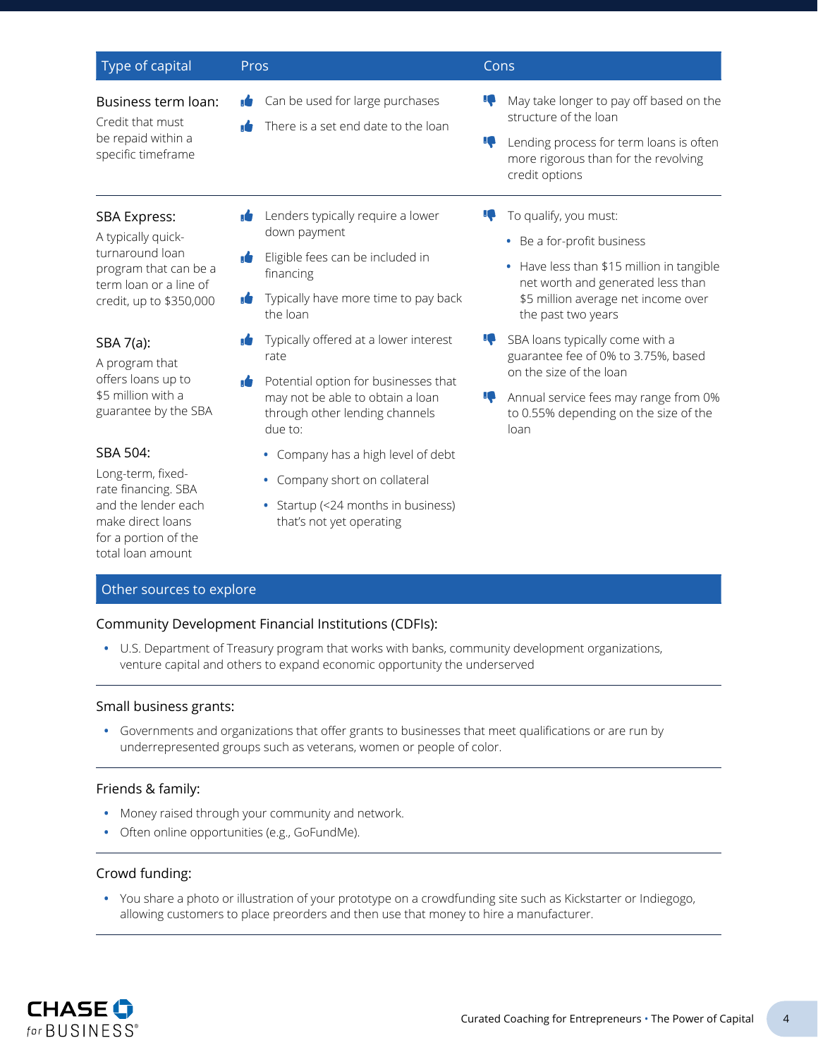| Type of capital | Pros | Cons |
|---|---|---|
| **Business term loan:** Credit that must be repaid within a specific timeframe | • Can be used for large purchases<br>• There is a set end date to the loan | • May take longer to pay off based on the structure of the loan<br>• Lending process for term loans is often more rigorous than for the revolving credit options |
| **SBA Express:** A typically quick-turnaround loan program that can be a term loan or a line of credit, up to $350,000<br><br>**SBA 7(a):** A program that offers loans up to $5 million with a guarantee by the SBA<br><br>**SBA 504:** Long-term, fixed-rate financing. SBA and the lender each make direct loans for a portion of the total loan amount | • Lenders typically require a lower down payment<br>• Eligible fees can be included in financing<br>• Typically have more time to pay back the loan<br>• Typically offered at a lower interest rate<br>• Potential option for businesses that may not be able to obtain a loan through other lending channels due to:<br>  ◦ Company has a high level of debt<br>  ◦ Company short on collateral<br>  ◦ Startup (<24 months in business) that's not yet operating | • To qualify, you must:<br>  ◦ Be a for-profit business<br>  ◦ Have less than $15 million in tangible net worth and generated less than $5 million average net income over the past two years<br>• SBA loans typically come with a guarantee fee of 0% to 3.75%, based on the size of the loan<br>• Annual service fees may range from 0% to 0.55% depending on the size of the loan |

## Other sources to explore

### Community Development Financial Institutions (CDFIs):

- U.S. Department of Treasury program that works with banks, community development organizations, venture capital and others to expand economic opportunity the underserved

### Small business grants:

- Governments and organizations that offer grants to businesses that meet qualifications or are run by underrepresented groups such as veterans, women or people of color.

### Friends & family:

- Money raised through your community and network.
- Often online opportunities (e.g., GoFundMe).

### Crowd funding:

- You share a photo or illustration of your prototype on a crowdfunding site such as Kickstarter or Indiegogo, allowing customers to place preorders and then use that money to hire a manufacturer.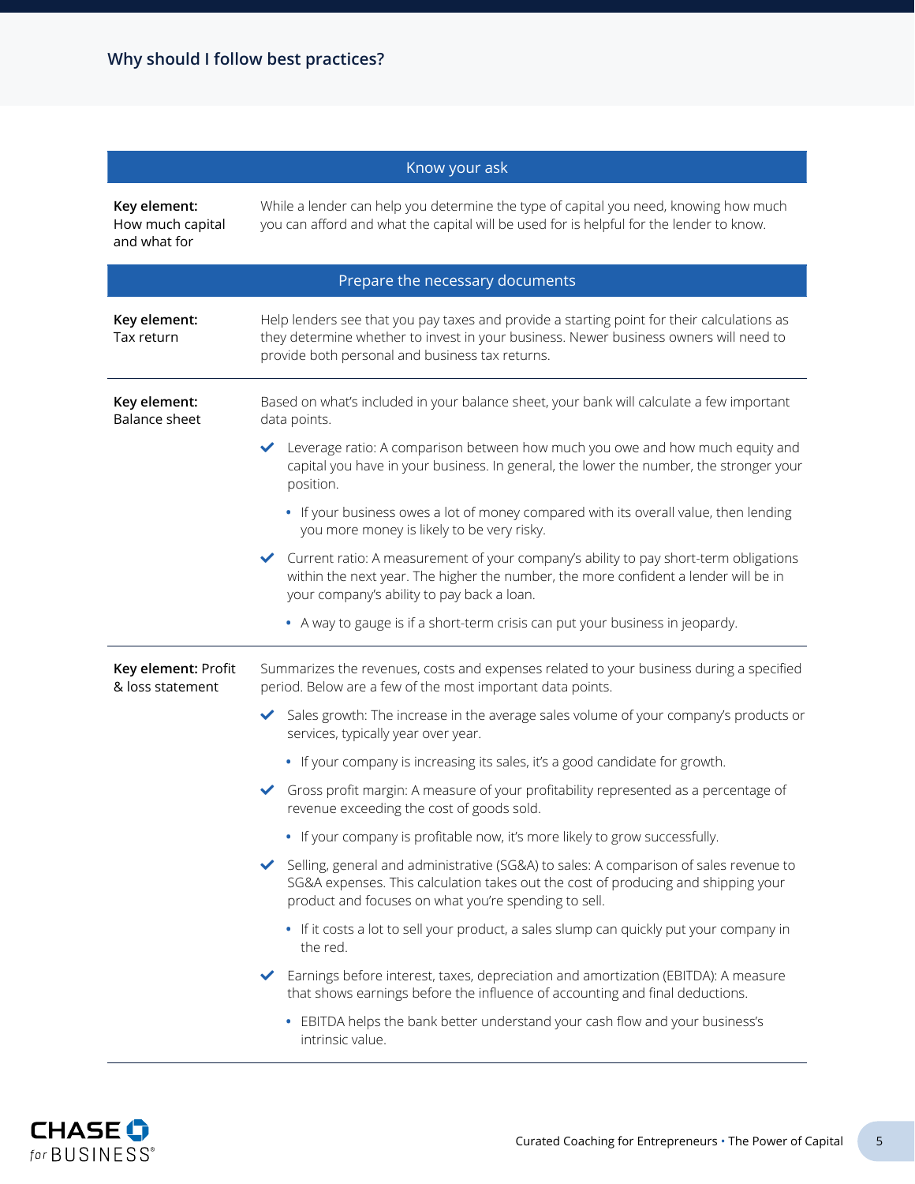## Why should I follow best practices?

### Know your ask

**Key element:** How much capital and what for

While a lender can help you determine the type of capital you need, knowing how much you can afford and what the capital will be used for is helpful for the lender to know.

### Prepare the necessary documents

**Key element:** Tax return

Help lenders see that you pay taxes and provide a starting point for their calculations as they determine whether to invest in your business. Newer business owners will need to provide both personal and business tax returns.

**Key element:** Balance sheet

Based on what's included in your balance sheet, your bank will calculate a few important data points.

- ✔ Leverage ratio: A comparison between how much you owe and how much equity and capital you have in your business. In general, the lower the number, the stronger your position.
  - If your business owes a lot of money compared with its overall value, then lending you more money is likely to be very risky.
- ✔ Current ratio: A measurement of your company's ability to pay short-term obligations within the next year. The higher the number, the more confident a lender will be in your company's ability to pay back a loan.
  - A way to gauge is if a short-term crisis can put your business in jeopardy.

**Key element:** Profit & loss statement

Summarizes the revenues, costs and expenses related to your business during a specified period. Below are a few of the most important data points.

- ✔ Sales growth: The increase in the average sales volume of your company's products or services, typically year over year.
  - If your company is increasing its sales, it's a good candidate for growth.
- ✔ Gross profit margin: A measure of your profitability represented as a percentage of revenue exceeding the cost of goods sold.
  - If your company is profitable now, it's more likely to grow successfully.
- ✔ Selling, general and administrative (SG&A) to sales: A comparison of sales revenue to SG&A expenses. This calculation takes out the cost of producing and shipping your product and focuses on what you're spending to sell.
  - If it costs a lot to sell your product, a sales slump can quickly put your company in the red.
- ✔ Earnings before interest, taxes, depreciation and amortization (EBITDA): A measure that shows earnings before the influence of accounting and final deductions.
  - EBITDA helps the bank better understand your cash flow and your business's intrinsic value.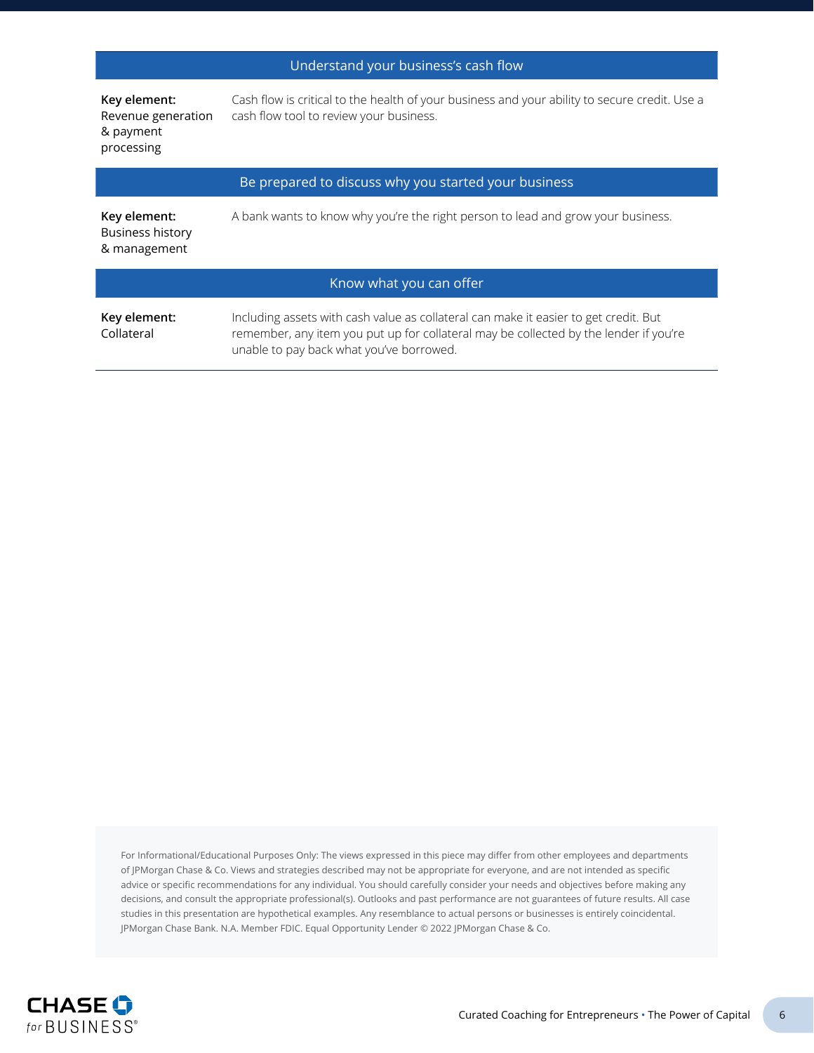## Understand your business's cash flow

| | |
|---|---|
| **Key element:** Revenue generation & payment processing | Cash flow is critical to the health of your business and your ability to secure credit. Use a cash flow tool to review your business. |

## Be prepared to discuss why you started your business

| | |
|---|---|
| **Key element:** Business history & management | A bank wants to know why you're the right person to lead and grow your business. |

## Know what you can offer

| | |
|---|---|
| **Key element:** Collateral | Including assets with cash value as collateral can make it easier to get credit. But remember, any item you put up for collateral may be collected by the lender if you're unable to pay back what you've borrowed. |

For Informational/Educational Purposes Only: The views expressed in this piece may differ from other employees and departments of JPMorgan Chase & Co. Views and strategies described may not be appropriate for everyone, and are not intended as specific advice or specific recommendations for any individual. You should carefully consider your needs and objectives before making any decisions, and consult the appropriate professional(s). Outlooks and past performance are not guarantees of future results. All case studies in this presentation are hypothetical examples. Any resemblance to actual persons or businesses is entirely coincidental. JPMorgan Chase Bank. N.A. Member FDIC. Equal Opportunity Lender © 2022 JPMorgan Chase & Co.